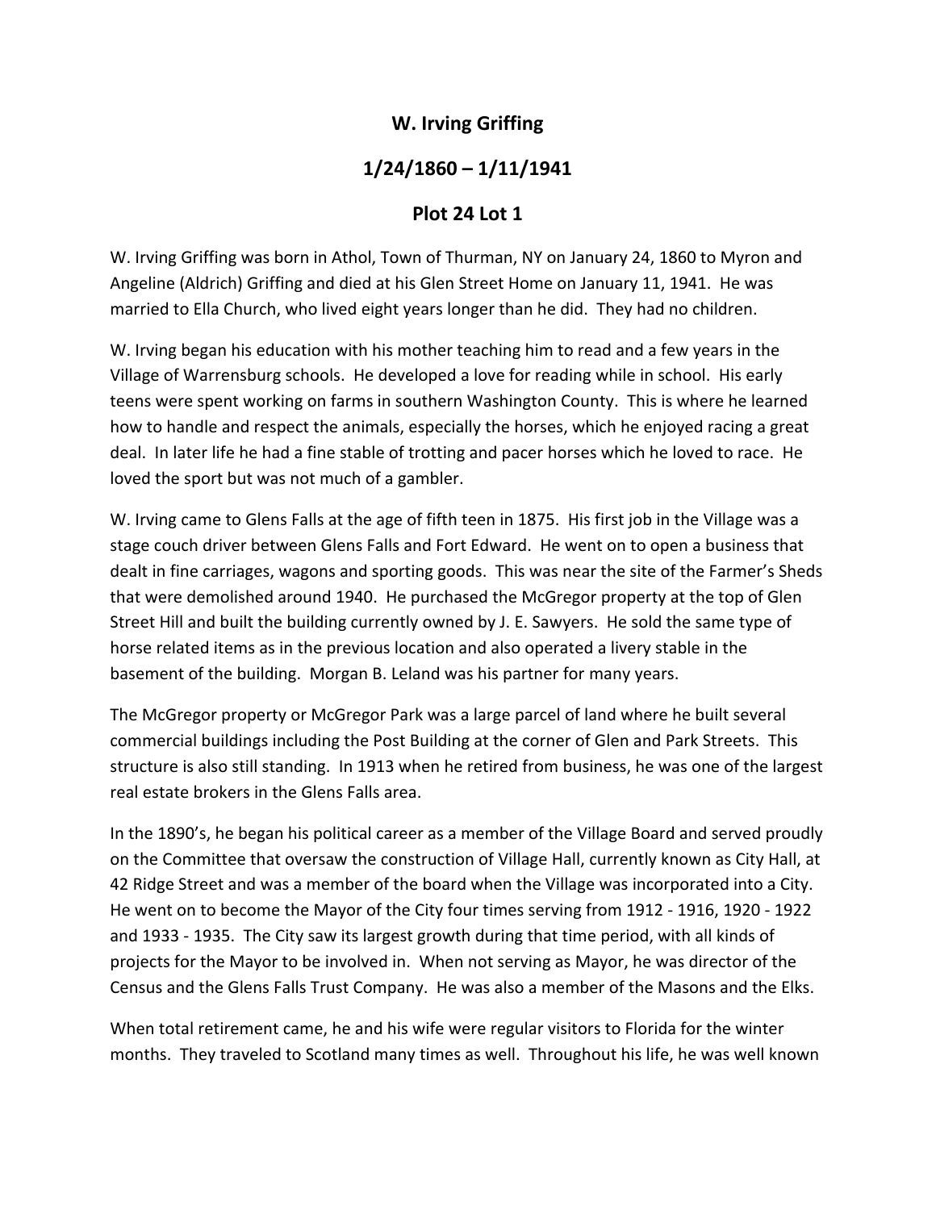# W. Irving Griffing

## 1/24/1860 – 1/11/1941

## Plot 24 Lot 1

W. Irving Griffing was born in Athol, Town of Thurman, NY on January 24, 1860 to Myron and Angeline (Aldrich) Griffing and died at his Glen Street Home on January 11, 1941. He was married to Ella Church, who lived eight years longer than he did. They had no children.

W. Irving began his education with his mother teaching him to read and a few years in the Village of Warrensburg schools. He developed a love for reading while in school. His early teens were spent working on farms in southern Washington County. This is where he learned how to handle and respect the animals, especially the horses, which he enjoyed racing a great deal. In later life he had a fine stable of trotting and pacer horses which he loved to race. He loved the sport but was not much of a gambler.

W. Irving came to Glens Falls at the age of fifth teen in 1875. His first job in the Village was a stage couch driver between Glens Falls and Fort Edward. He went on to open a business that dealt in fine carriages, wagons and sporting goods. This was near the site of the Farmer's Sheds that were demolished around 1940. He purchased the McGregor property at the top of Glen Street Hill and built the building currently owned by J. E. Sawyers. He sold the same type of horse related items as in the previous location and also operated a livery stable in the basement of the building. Morgan B. Leland was his partner for many years.

The McGregor property or McGregor Park was a large parcel of land where he built several commercial buildings including the Post Building at the corner of Glen and Park Streets. This structure is also still standing. In 1913 when he retired from business, he was one of the largest real estate brokers in the Glens Falls area.

In the 1890's, he began his political career as a member of the Village Board and served proudly on the Committee that oversaw the construction of Village Hall, currently known as City Hall, at 42 Ridge Street and was a member of the board when the Village was incorporated into a City. He went on to become the Mayor of the City four times serving from 1912 - 1916, 1920 - 1922 and 1933 - 1935. The City saw its largest growth during that time period, with all kinds of projects for the Mayor to be involved in. When not serving as Mayor, he was director of the Census and the Glens Falls Trust Company. He was also a member of the Masons and the Elks.

When total retirement came, he and his wife were regular visitors to Florida for the winter months. They traveled to Scotland many times as well. Throughout his life, he was well known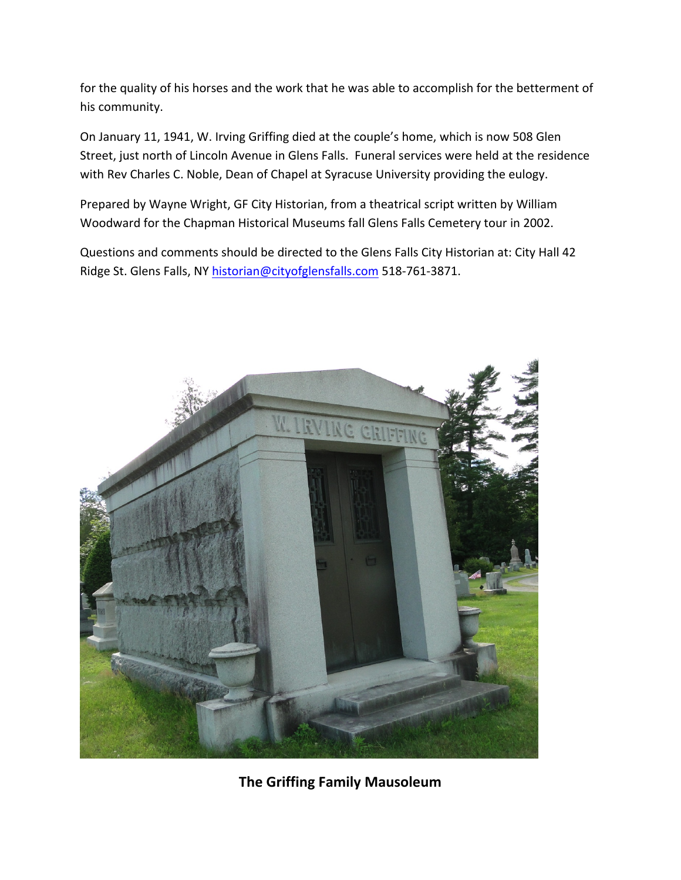for the quality of his horses and the work that he was able to accomplish for the betterment of his community.

On January 11, 1941, W. Irving Griffing died at the couple's home, which is now 508 Glen Street, just north of Lincoln Avenue in Glens Falls. Funeral services were held at the residence with Rev Charles C. Noble, Dean of Chapel at Syracuse University providing the eulogy.

Prepared by Wayne Wright, GF City Historian, from a theatrical script written by William Woodward for the Chapman Historical Museums fall Glens Falls Cemetery tour in 2002.

Questions and comments should be directed to the Glens Falls City Historian at: City Hall 42 Ridge St. Glens Falls, NY historian@cityofglensfalls.com 518-761-3871.

**The Griffing Family Mausoleum**